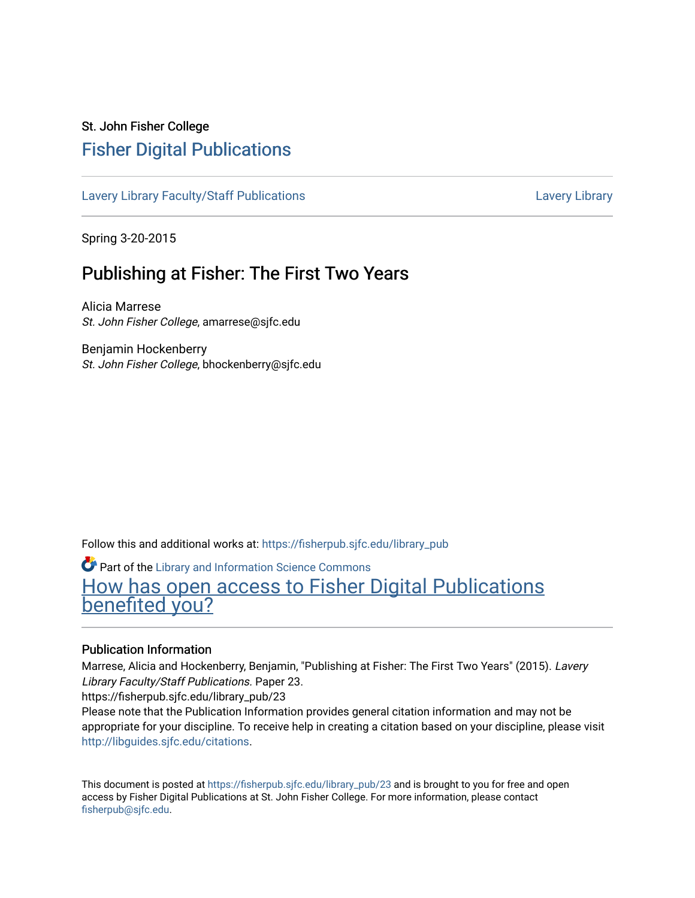St. John Fisher College

# Fisher Digital Publications

Lavery Library Faculty/Staff Publications — Lavery Library

Spring 3-20-2015

## Publishing at Fisher: The First Two Years

Alicia Marrese
*St. John Fisher College*, amarrese@sjfc.edu

Benjamin Hockenberry
*St. John Fisher College*, bhockenberry@sjfc.edu

Follow this and additional works at: https://fisherpub.sjfc.edu/library_pub

Part of the Library and Information Science Commons

How has open access to Fisher Digital Publications benefited you?

### Publication Information

Marrese, Alicia and Hockenberry, Benjamin, "Publishing at Fisher: The First Two Years" (2015). *Lavery Library Faculty/Staff Publications.* Paper 23.
https://fisherpub.sjfc.edu/library_pub/23

Please note that the Publication Information provides general citation information and may not be appropriate for your discipline. To receive help in creating a citation based on your discipline, please visit http://libguides.sjfc.edu/citations.

This document is posted at https://fisherpub.sjfc.edu/library_pub/23 and is brought to you for free and open access by Fisher Digital Publications at St. John Fisher College. For more information, please contact fisherpub@sjfc.edu.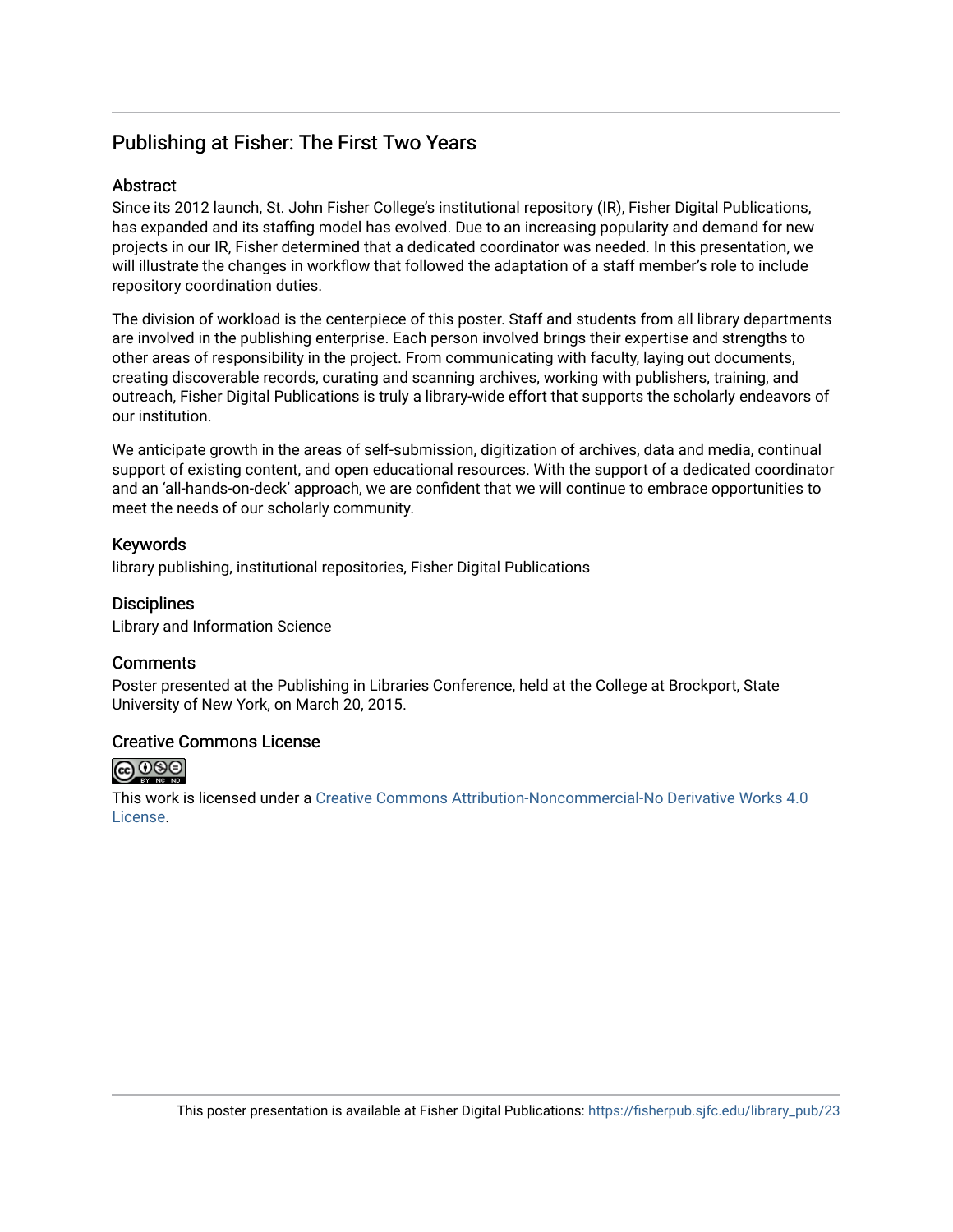## Publishing at Fisher: The First Two Years

### Abstract

Since its 2012 launch, St. John Fisher College's institutional repository (IR), Fisher Digital Publications, has expanded and its staffing model has evolved. Due to an increasing popularity and demand for new projects in our IR, Fisher determined that a dedicated coordinator was needed. In this presentation, we will illustrate the changes in workflow that followed the adaptation of a staff member's role to include repository coordination duties.

The division of workload is the centerpiece of this poster. Staff and students from all library departments are involved in the publishing enterprise. Each person involved brings their expertise and strengths to other areas of responsibility in the project. From communicating with faculty, laying out documents, creating discoverable records, curating and scanning archives, working with publishers, training, and outreach, Fisher Digital Publications is truly a library-wide effort that supports the scholarly endeavors of our institution.

We anticipate growth in the areas of self-submission, digitization of archives, data and media, continual support of existing content, and open educational resources. With the support of a dedicated coordinator and an 'all-hands-on-deck' approach, we are confident that we will continue to embrace opportunities to meet the needs of our scholarly community.

### Keywords

library publishing, institutional repositories, Fisher Digital Publications

### Disciplines

Library and Information Science

### Comments

Poster presented at the Publishing in Libraries Conference, held at the College at Brockport, State University of New York, on March 20, 2015.

### Creative Commons License

This work is licensed under a Creative Commons Attribution-Noncommercial-No Derivative Works 4.0 License.

This poster presentation is available at Fisher Digital Publications: https://fisherpub.sjfc.edu/library_pub/23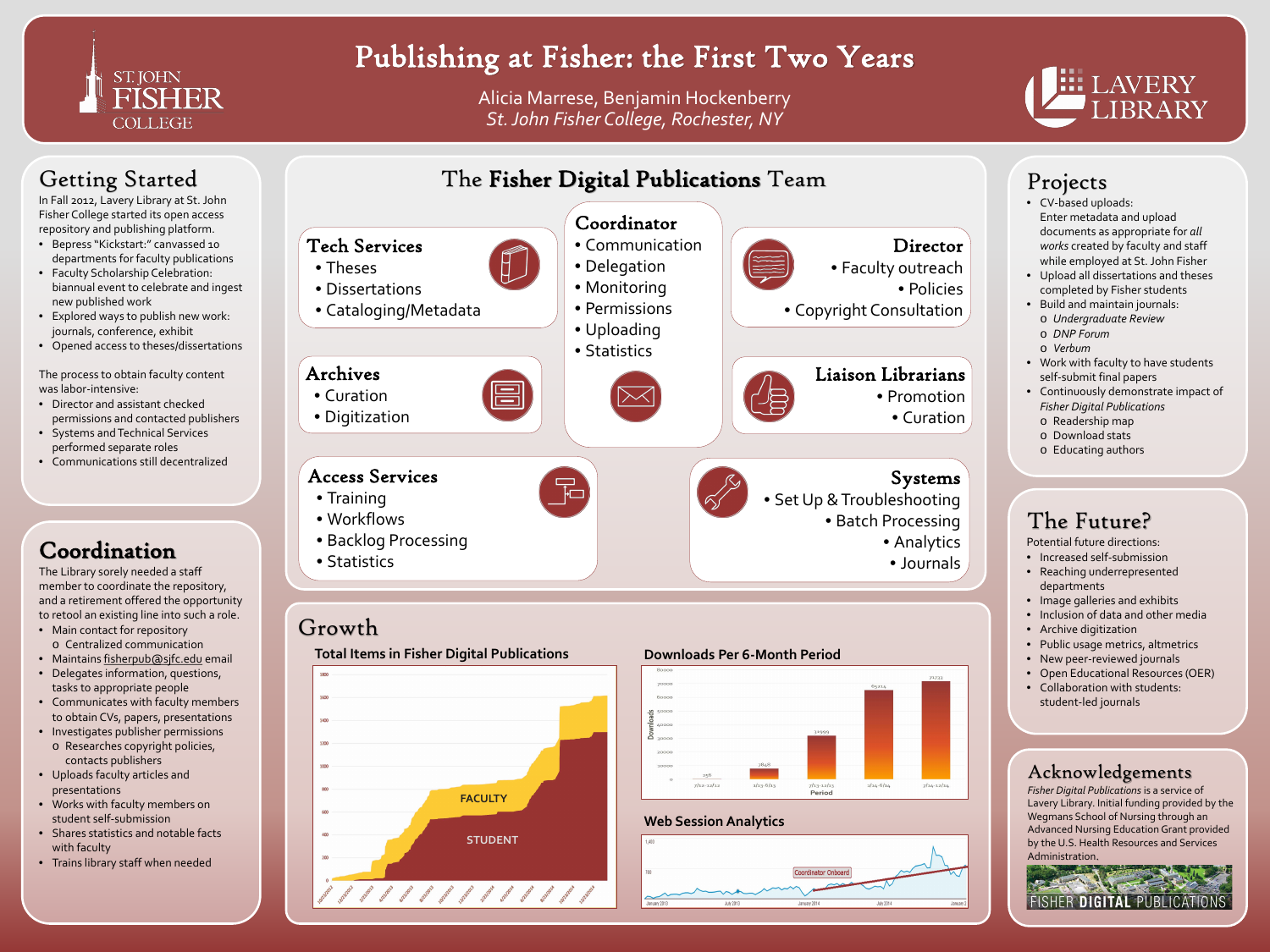# Publishing at Fisher: the First Two Years

Alicia Marrese, Benjamin Hockenberry

*St. John Fisher College, Rochester, NY*

## Getting Started

In Fall 2012, Lavery Library at St. John Fisher College started its open access repository and publishing platform.

- Bepress "Kickstart:" canvassed 10 departments for faculty publications
- Faculty Scholarship Celebration: biannual event to celebrate and ingest new published work
- Explored ways to publish new work: journals, conference, exhibit
- Opened access to theses/dissertations

The process to obtain faculty content was labor-intensive:

- Director and assistant checked permissions and contacted publishers
- Systems and Technical Services performed separate roles
- Communications still decentralized

## Coordination

The Library sorely needed a staff member to coordinate the repository, and a retirement offered the opportunity to retool an existing line into such a role.

- Main contact for repository
  - Centralized communication
- Maintains fisherpub@sjfc.edu email
- Delegates information, questions, tasks to appropriate people
- Communicates with faculty members to obtain CVs, papers, presentations
- Investigates publisher permissions
  - Researches copyright policies, contacts publishers
- Uploads faculty articles and presentations
- Works with faculty members on student self-submission
- Shares statistics and notable facts with faculty
- Trains library staff when needed

## The **Fisher Digital Publications** Team

### Tech Services
- Theses
- Dissertations
- Cataloging/Metadata

### Coordinator
- Communication
- Delegation
- Monitoring
- Permissions
- Uploading
- Statistics

### Director
- Faculty outreach
- Policies
- Copyright Consultation

### Archives
- Curation
- Digitization

### Liaison Librarians
- Promotion
- Curation

### Access Services
- Training
- Workflows
- Backlog Processing
- Statistics

### Systems
- Set Up & Troubleshooting
- Batch Processing
- Analytics
- Journals

## Growth

**Total Items in Fisher Digital Publications**

FACULTY

STUDENT

**Downloads Per 6-Month Period**

Downloads

Period

256

7848

31999

65214

71733

7/12-12/12

1/13-6/13

7/13-12/13

1/14-6/14

7/14-12/14

**Web Session Analytics**

Coordinator Onboard

January 2013

July 2013

January 2014

July 2014

## Projects

- CV-based uploads: Enter metadata and upload documents as appropriate for *all works* created by faculty and staff while employed at St. John Fisher
- Upload all dissertations and theses completed by Fisher students
- Build and maintain journals:
  - *Undergraduate Review*
  - *DNP Forum*
  - *Verbum*
- Work with faculty to have students self-submit final papers
- Continuously demonstrate impact of *Fisher Digital Publications*
  - Readership map
  - Download stats
  - Educating authors

## The Future?

Potential future directions:

- Increased self-submission
- Reaching underrepresented departments
- Image galleries and exhibits
- Inclusion of data and other media
- Archive digitization
- Public usage metrics, altmetrics
- New peer-reviewed journals
- Open Educational Resources (OER)
- Collaboration with students: student-led journals

## Acknowledgements

*Fisher Digital Publications* is a service of Lavery Library. Initial funding provided by the Wegmans School of Nursing through an Advanced Nursing Education Grant provided by the U.S. Health Resources and Services Administration.

FISHER DIGITAL PUBLICATIONS